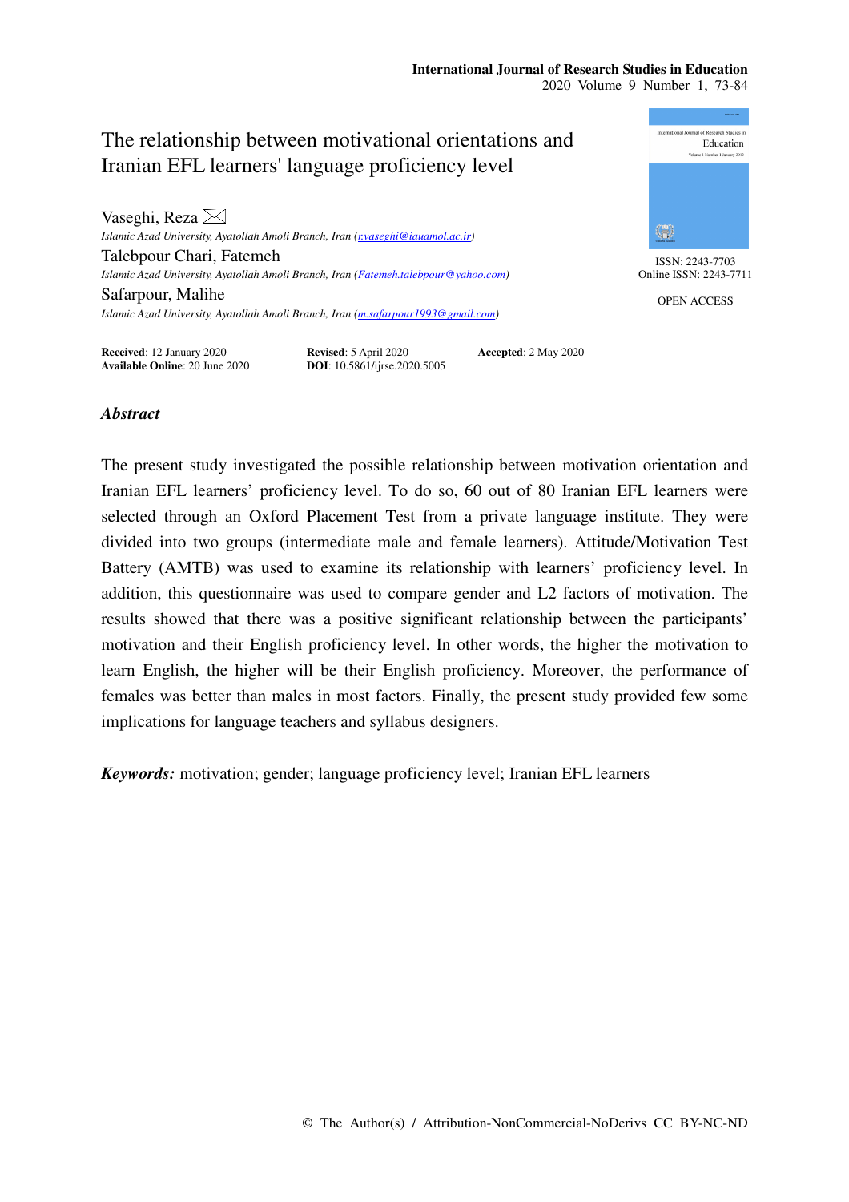# The relationship between motivational orientations and Iranian EFL learners' language proficiency level

Vaseghi, Reza ✉
*Islamic Azad University, Ayatollah Amoli Branch, Iran (r.vaseghi@iauamol.ac.ir)*

Talebpour Chari, Fatemeh
*Islamic Azad University, Ayatollah Amoli Branch, Iran (Fatemeh.talebpour@yahoo.com)*

Safarpour, Malihe
*Islamic Azad University, Ayatollah Amoli Branch, Iran (m.safarpour1993@gmail.com)*

ISSN: 2243-7703
Online ISSN: 2243-7711

OPEN ACCESS

**Received**: 12 January 2020 **Revised**: 5 April 2020 **Accepted**: 2 May 2020
**Available Online**: 20 June 2020 **DOI**: 10.5861/ijrse.2020.5005

## *Abstract*

The present study investigated the possible relationship between motivation orientation and Iranian EFL learners' proficiency level. To do so, 60 out of 80 Iranian EFL learners were selected through an Oxford Placement Test from a private language institute. They were divided into two groups (intermediate male and female learners). Attitude/Motivation Test Battery (AMTB) was used to examine its relationship with learners' proficiency level. In addition, this questionnaire was used to compare gender and L2 factors of motivation. The results showed that there was a positive significant relationship between the participants' motivation and their English proficiency level. In other words, the higher the motivation to learn English, the higher will be their English proficiency. Moreover, the performance of females was better than males in most factors. Finally, the present study provided few some implications for language teachers and syllabus designers.

***Keywords:*** motivation; gender; language proficiency level; Iranian EFL learners

© The Author(s) / Attribution-NonCommercial-NoDerivs CC BY-NC-ND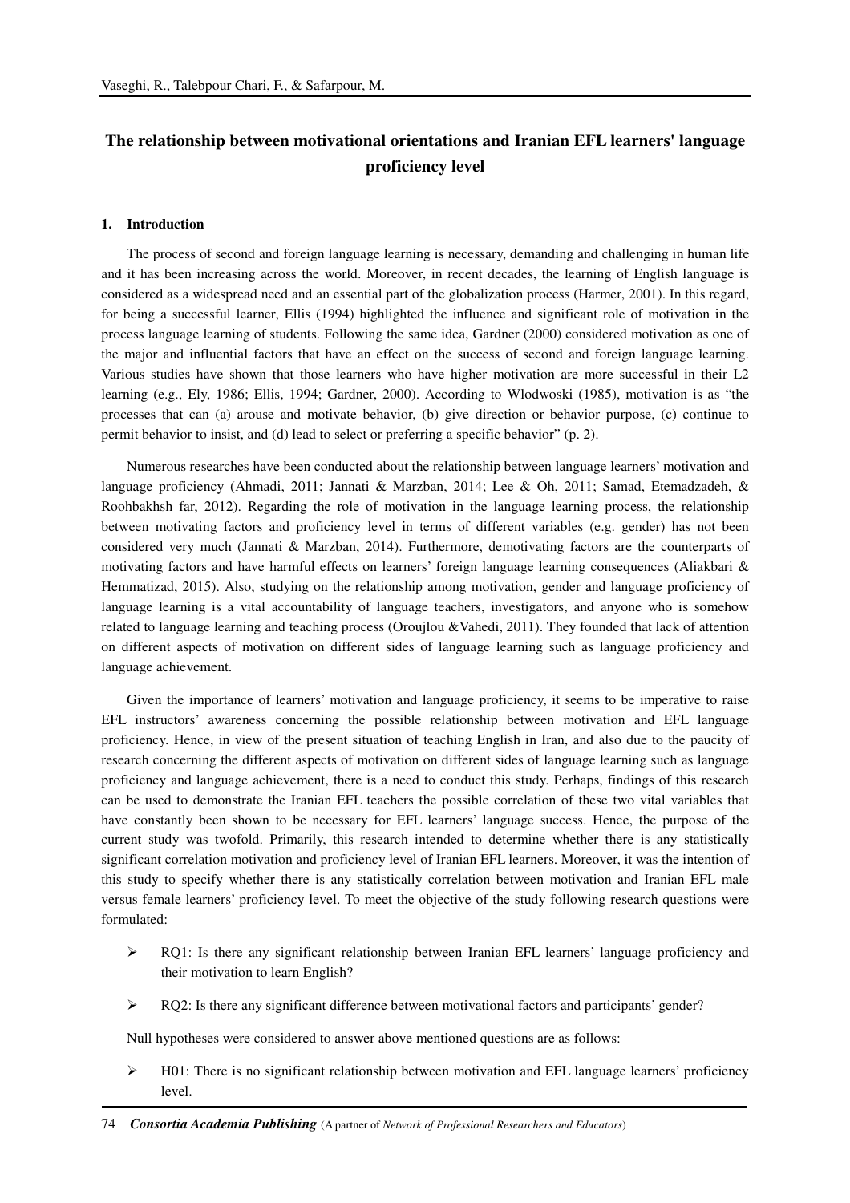# The relationship between motivational orientations and Iranian EFL learners' language proficiency level

## 1. Introduction

The process of second and foreign language learning is necessary, demanding and challenging in human life and it has been increasing across the world. Moreover, in recent decades, the learning of English language is considered as a widespread need and an essential part of the globalization process (Harmer, 2001). In this regard, for being a successful learner, Ellis (1994) highlighted the influence and significant role of motivation in the process language learning of students. Following the same idea, Gardner (2000) considered motivation as one of the major and influential factors that have an effect on the success of second and foreign language learning. Various studies have shown that those learners who have higher motivation are more successful in their L2 learning (e.g., Ely, 1986; Ellis, 1994; Gardner, 2000). According to Wlodwoski (1985), motivation is as "the processes that can (a) arouse and motivate behavior, (b) give direction or behavior purpose, (c) continue to permit behavior to insist, and (d) lead to select or preferring a specific behavior" (p. 2).

Numerous researches have been conducted about the relationship between language learners' motivation and language proficiency (Ahmadi, 2011; Jannati & Marzban, 2014; Lee & Oh, 2011; Samad, Etemadzadeh, & Roohbakhsh far, 2012). Regarding the role of motivation in the language learning process, the relationship between motivating factors and proficiency level in terms of different variables (e.g. gender) has not been considered very much (Jannati & Marzban, 2014). Furthermore, demotivating factors are the counterparts of motivating factors and have harmful effects on learners' foreign language learning consequences (Aliakbari & Hemmatizad, 2015). Also, studying on the relationship among motivation, gender and language proficiency of language learning is a vital accountability of language teachers, investigators, and anyone who is somehow related to language learning and teaching process (Oroujlou &Vahedi, 2011). They founded that lack of attention on different aspects of motivation on different sides of language learning such as language proficiency and language achievement.

Given the importance of learners' motivation and language proficiency, it seems to be imperative to raise EFL instructors' awareness concerning the possible relationship between motivation and EFL language proficiency. Hence, in view of the present situation of teaching English in Iran, and also due to the paucity of research concerning the different aspects of motivation on different sides of language learning such as language proficiency and language achievement, there is a need to conduct this study. Perhaps, findings of this research can be used to demonstrate the Iranian EFL teachers the possible correlation of these two vital variables that have constantly been shown to be necessary for EFL learners' language success. Hence, the purpose of the current study was twofold. Primarily, this research intended to determine whether there is any statistically significant correlation motivation and proficiency level of Iranian EFL learners. Moreover, it was the intention of this study to specify whether there is any statistically correlation between motivation and Iranian EFL male versus female learners' proficiency level. To meet the objective of the study following research questions were formulated:

- RQ1: Is there any significant relationship between Iranian EFL learners' language proficiency and their motivation to learn English?
- RQ2: Is there any significant difference between motivational factors and participants' gender?

Null hypotheses were considered to answer above mentioned questions are as follows:

- H01: There is no significant relationship between motivation and EFL language learners' proficiency level.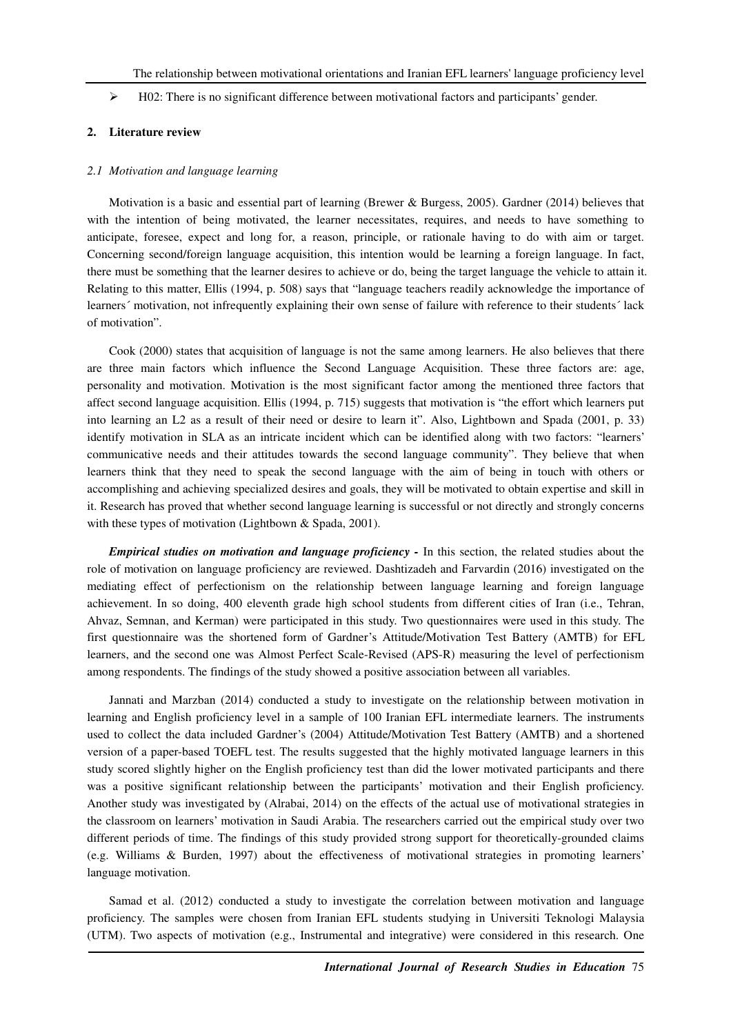- H02: There is no significant difference between motivational factors and participants' gender.

## 2. Literature review

### 2.1 Motivation and language learning

Motivation is a basic and essential part of learning (Brewer & Burgess, 2005). Gardner (2014) believes that with the intention of being motivated, the learner necessitates, requires, and needs to have something to anticipate, foresee, expect and long for, a reason, principle, or rationale having to do with aim or target. Concerning second/foreign language acquisition, this intention would be learning a foreign language. In fact, there must be something that the learner desires to achieve or do, being the target language the vehicle to attain it. Relating to this matter, Ellis (1994, p. 508) says that "language teachers readily acknowledge the importance of learners´ motivation, not infrequently explaining their own sense of failure with reference to their students´ lack of motivation".

Cook (2000) states that acquisition of language is not the same among learners. He also believes that there are three main factors which influence the Second Language Acquisition. These three factors are: age, personality and motivation. Motivation is the most significant factor among the mentioned three factors that affect second language acquisition. Ellis (1994, p. 715) suggests that motivation is "the effort which learners put into learning an L2 as a result of their need or desire to learn it". Also, Lightbown and Spada (2001, p. 33) identify motivation in SLA as an intricate incident which can be identified along with two factors: "learners' communicative needs and their attitudes towards the second language community". They believe that when learners think that they need to speak the second language with the aim of being in touch with others or accomplishing and achieving specialized desires and goals, they will be motivated to obtain expertise and skill in it. Research has proved that whether second language learning is successful or not directly and strongly concerns with these types of motivation (Lightbown & Spada, 2001).

***Empirical studies on motivation and language proficiency -*** In this section, the related studies about the role of motivation on language proficiency are reviewed. Dashtizadeh and Farvardin (2016) investigated on the mediating effect of perfectionism on the relationship between language learning and foreign language achievement. In so doing, 400 eleventh grade high school students from different cities of Iran (i.e., Tehran, Ahvaz, Semnan, and Kerman) were participated in this study. Two questionnaires were used in this study. The first questionnaire was the shortened form of Gardner's Attitude/Motivation Test Battery (AMTB) for EFL learners, and the second one was Almost Perfect Scale-Revised (APS-R) measuring the level of perfectionism among respondents. The findings of the study showed a positive association between all variables.

Jannati and Marzban (2014) conducted a study to investigate on the relationship between motivation in learning and English proficiency level in a sample of 100 Iranian EFL intermediate learners. The instruments used to collect the data included Gardner's (2004) Attitude/Motivation Test Battery (AMTB) and a shortened version of a paper-based TOEFL test. The results suggested that the highly motivated language learners in this study scored slightly higher on the English proficiency test than did the lower motivated participants and there was a positive significant relationship between the participants' motivation and their English proficiency. Another study was investigated by (Alrabai, 2014) on the effects of the actual use of motivational strategies in the classroom on learners' motivation in Saudi Arabia. The researchers carried out the empirical study over two different periods of time. The findings of this study provided strong support for theoretically-grounded claims (e.g. Williams & Burden, 1997) about the effectiveness of motivational strategies in promoting learners' language motivation.

Samad et al. (2012) conducted a study to investigate the correlation between motivation and language proficiency. The samples were chosen from Iranian EFL students studying in Universiti Teknologi Malaysia (UTM). Two aspects of motivation (e.g., Instrumental and integrative) were considered in this research. One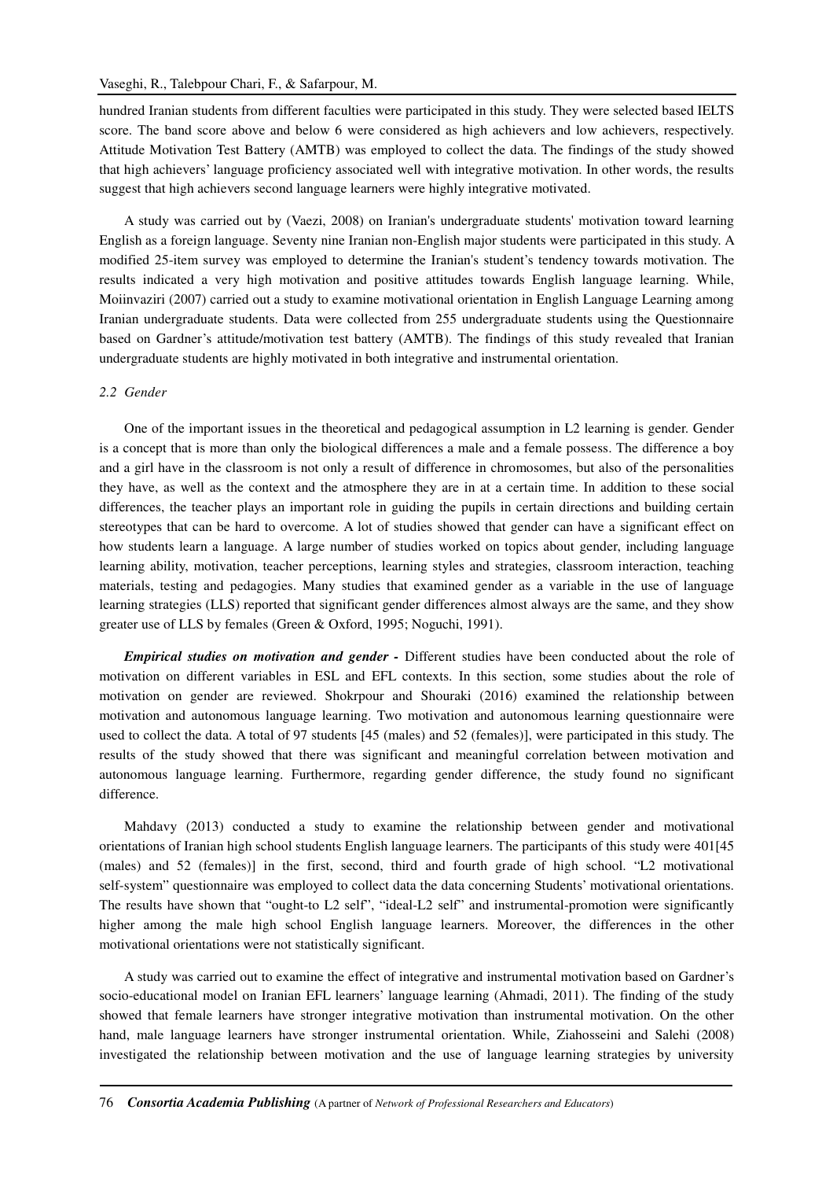hundred Iranian students from different faculties were participated in this study. They were selected based IELTS score. The band score above and below 6 were considered as high achievers and low achievers, respectively. Attitude Motivation Test Battery (AMTB) was employed to collect the data. The findings of the study showed that high achievers' language proficiency associated well with integrative motivation. In other words, the results suggest that high achievers second language learners were highly integrative motivated.

A study was carried out by (Vaezi, 2008) on Iranian's undergraduate students' motivation toward learning English as a foreign language. Seventy nine Iranian non-English major students were participated in this study. A modified 25-item survey was employed to determine the Iranian's student's tendency towards motivation. The results indicated a very high motivation and positive attitudes towards English language learning. While, Moiinvaziri (2007) carried out a study to examine motivational orientation in English Language Learning among Iranian undergraduate students. Data were collected from 255 undergraduate students using the Questionnaire based on Gardner's attitude/motivation test battery (AMTB). The findings of this study revealed that Iranian undergraduate students are highly motivated in both integrative and instrumental orientation.

### *2.2 Gender*

One of the important issues in the theoretical and pedagogical assumption in L2 learning is gender. Gender is a concept that is more than only the biological differences a male and a female possess. The difference a boy and a girl have in the classroom is not only a result of difference in chromosomes, but also of the personalities they have, as well as the context and the atmosphere they are in at a certain time. In addition to these social differences, the teacher plays an important role in guiding the pupils in certain directions and building certain stereotypes that can be hard to overcome. A lot of studies showed that gender can have a significant effect on how students learn a language. A large number of studies worked on topics about gender, including language learning ability, motivation, teacher perceptions, learning styles and strategies, classroom interaction, teaching materials, testing and pedagogies. Many studies that examined gender as a variable in the use of language learning strategies (LLS) reported that significant gender differences almost always are the same, and they show greater use of LLS by females (Green & Oxford, 1995; Noguchi, 1991).

***Empirical studies on motivation and gender -*** Different studies have been conducted about the role of motivation on different variables in ESL and EFL contexts. In this section, some studies about the role of motivation on gender are reviewed. Shokrpour and Shouraki (2016) examined the relationship between motivation and autonomous language learning. Two motivation and autonomous learning questionnaire were used to collect the data. A total of 97 students [45 (males) and 52 (females)], were participated in this study. The results of the study showed that there was significant and meaningful correlation between motivation and autonomous language learning. Furthermore, regarding gender difference, the study found no significant difference.

Mahdavy (2013) conducted a study to examine the relationship between gender and motivational orientations of Iranian high school students English language learners. The participants of this study were 401[45 (males) and 52 (females)] in the first, second, third and fourth grade of high school. "L2 motivational self-system" questionnaire was employed to collect data the data concerning Students' motivational orientations. The results have shown that "ought-to L2 self", "ideal-L2 self" and instrumental-promotion were significantly higher among the male high school English language learners. Moreover, the differences in the other motivational orientations were not statistically significant.

A study was carried out to examine the effect of integrative and instrumental motivation based on Gardner's socio-educational model on Iranian EFL learners' language learning (Ahmadi, 2011). The finding of the study showed that female learners have stronger integrative motivation than instrumental motivation. On the other hand, male language learners have stronger instrumental orientation. While, Ziahosseini and Salehi (2008) investigated the relationship between motivation and the use of language learning strategies by university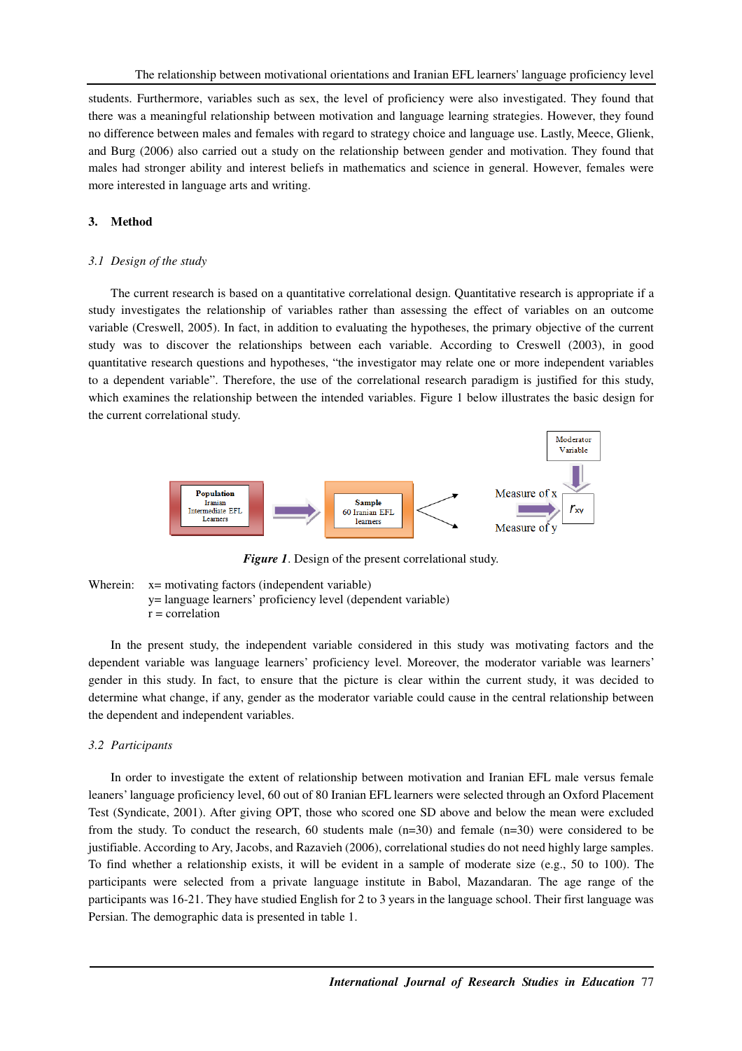students. Furthermore, variables such as sex, the level of proficiency were also investigated. They found that there was a meaningful relationship between motivation and language learning strategies. However, they found no difference between males and females with regard to strategy choice and language use. Lastly, Meece, Glienk, and Burg (2006) also carried out a study on the relationship between gender and motivation. They found that males had stronger ability and interest beliefs in mathematics and science in general. However, females were more interested in language arts and writing.

## 3. Method

### *3.1 Design of the study*

The current research is based on a quantitative correlational design. Quantitative research is appropriate if a study investigates the relationship of variables rather than assessing the effect of variables on an outcome variable (Creswell, 2005). In fact, in addition to evaluating the hypotheses, the primary objective of the current study was to discover the relationships between each variable. According to Creswell (2003), in good quantitative research questions and hypotheses, "the investigator may relate one or more independent variables to a dependent variable". Therefore, the use of the correlational research paradigm is justified for this study, which examines the relationship between the intended variables. Figure 1 below illustrates the basic design for the current correlational study.

Population: Iranian Intermediate EFL Learners → Sample: 60 Iranian EFL learners → Measure of x / Measure of y → $r_{xy}$ ← Moderator Variable

***Figure 1***. Design of the present correlational study.

Wherein: x= motivating factors (independent variable)
y= language learners' proficiency level (dependent variable)
r = correlation

In the present study, the independent variable considered in this study was motivating factors and the dependent variable was language learners' proficiency level. Moreover, the moderator variable was learners' gender in this study. In fact, to ensure that the picture is clear within the current study, it was decided to determine what change, if any, gender as the moderator variable could cause in the central relationship between the dependent and independent variables.

### *3.2 Participants*

In order to investigate the extent of relationship between motivation and Iranian EFL male versus female leaners' language proficiency level, 60 out of 80 Iranian EFL learners were selected through an Oxford Placement Test (Syndicate, 2001). After giving OPT, those who scored one SD above and below the mean were excluded from the study. To conduct the research, 60 students male (n=30) and female (n=30) were considered to be justifiable. According to Ary, Jacobs, and Razavieh (2006), correlational studies do not need highly large samples. To find whether a relationship exists, it will be evident in a sample of moderate size (e.g., 50 to 100). The participants were selected from a private language institute in Babol, Mazandaran. The age range of the participants was 16-21. They have studied English for 2 to 3 years in the language school. Their first language was Persian. The demographic data is presented in table 1.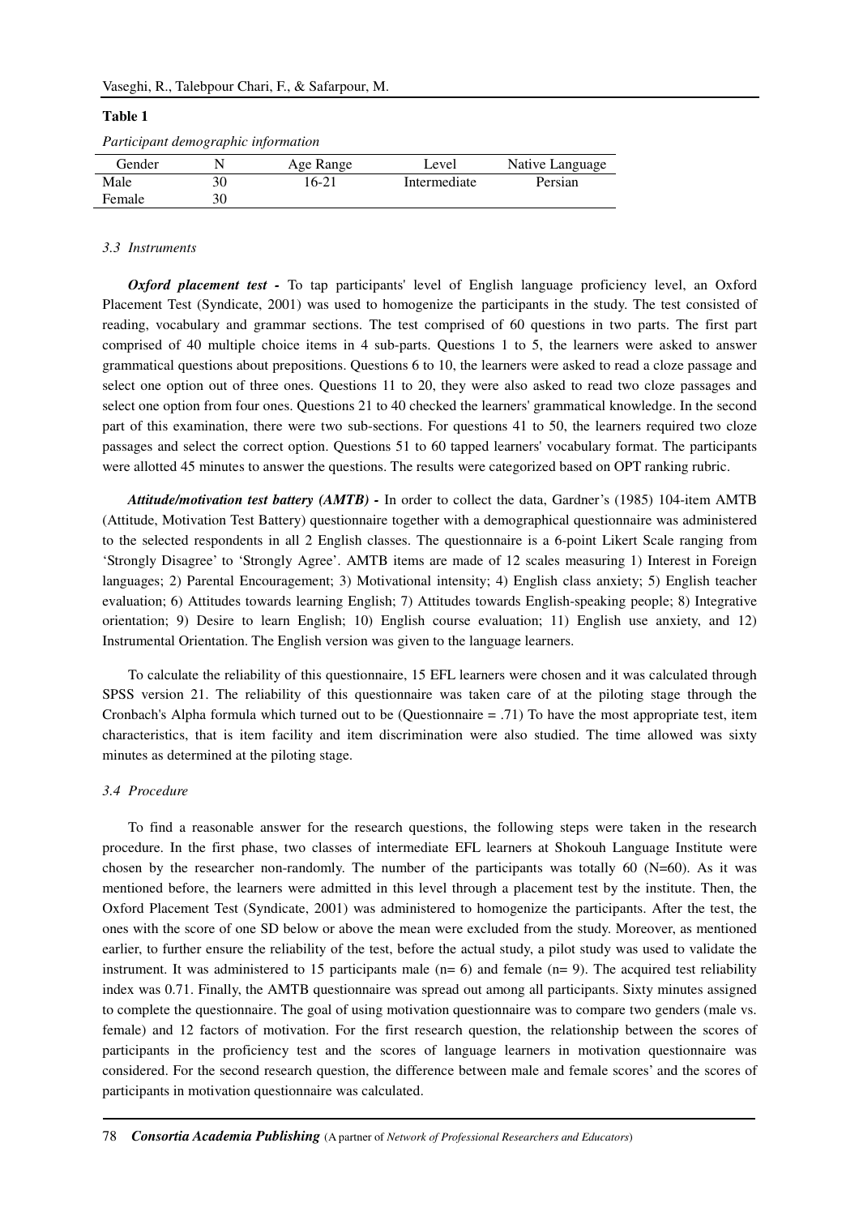**Table 1**

*Participant demographic information*

| Gender | N | Age Range | Level | Native Language |
|---|---|---|---|---|
| Male | 30 | 16-21 | Intermediate | Persian |
| Female | 30 | | | |

### *3.3 Instruments*

***Oxford placement test -*** To tap participants' level of English language proficiency level, an Oxford Placement Test (Syndicate, 2001) was used to homogenize the participants in the study. The test consisted of reading, vocabulary and grammar sections. The test comprised of 60 questions in two parts. The first part comprised of 40 multiple choice items in 4 sub-parts. Questions 1 to 5, the learners were asked to answer grammatical questions about prepositions. Questions 6 to 10, the learners were asked to read a cloze passage and select one option out of three ones. Questions 11 to 20, they were also asked to read two cloze passages and select one option from four ones. Questions 21 to 40 checked the learners' grammatical knowledge. In the second part of this examination, there were two sub-sections. For questions 41 to 50, the learners required two cloze passages and select the correct option. Questions 51 to 60 tapped learners' vocabulary format. The participants were allotted 45 minutes to answer the questions. The results were categorized based on OPT ranking rubric.

***Attitude/motivation test battery (AMTB) -*** In order to collect the data, Gardner's (1985) 104-item AMTB (Attitude, Motivation Test Battery) questionnaire together with a demographical questionnaire was administered to the selected respondents in all 2 English classes. The questionnaire is a 6-point Likert Scale ranging from 'Strongly Disagree' to 'Strongly Agree'. AMTB items are made of 12 scales measuring 1) Interest in Foreign languages; 2) Parental Encouragement; 3) Motivational intensity; 4) English class anxiety; 5) English teacher evaluation; 6) Attitudes towards learning English; 7) Attitudes towards English-speaking people; 8) Integrative orientation; 9) Desire to learn English; 10) English course evaluation; 11) English use anxiety, and 12) Instrumental Orientation. The English version was given to the language learners.

To calculate the reliability of this questionnaire, 15 EFL learners were chosen and it was calculated through SPSS version 21. The reliability of this questionnaire was taken care of at the piloting stage through the Cronbach's Alpha formula which turned out to be (Questionnaire = .71) To have the most appropriate test, item characteristics, that is item facility and item discrimination were also studied. The time allowed was sixty minutes as determined at the piloting stage.

### *3.4 Procedure*

To find a reasonable answer for the research questions, the following steps were taken in the research procedure. In the first phase, two classes of intermediate EFL learners at Shokouh Language Institute were chosen by the researcher non-randomly. The number of the participants was totally 60 (N=60). As it was mentioned before, the learners were admitted in this level through a placement test by the institute. Then, the Oxford Placement Test (Syndicate, 2001) was administered to homogenize the participants. After the test, the ones with the score of one SD below or above the mean were excluded from the study. Moreover, as mentioned earlier, to further ensure the reliability of the test, before the actual study, a pilot study was used to validate the instrument. It was administered to 15 participants male (n= 6) and female (n= 9). The acquired test reliability index was 0.71. Finally, the AMTB questionnaire was spread out among all participants. Sixty minutes assigned to complete the questionnaire. The goal of using motivation questionnaire was to compare two genders (male vs. female) and 12 factors of motivation. For the first research question, the relationship between the scores of participants in the proficiency test and the scores of language learners in motivation questionnaire was considered. For the second research question, the difference between male and female scores' and the scores of participants in motivation questionnaire was calculated.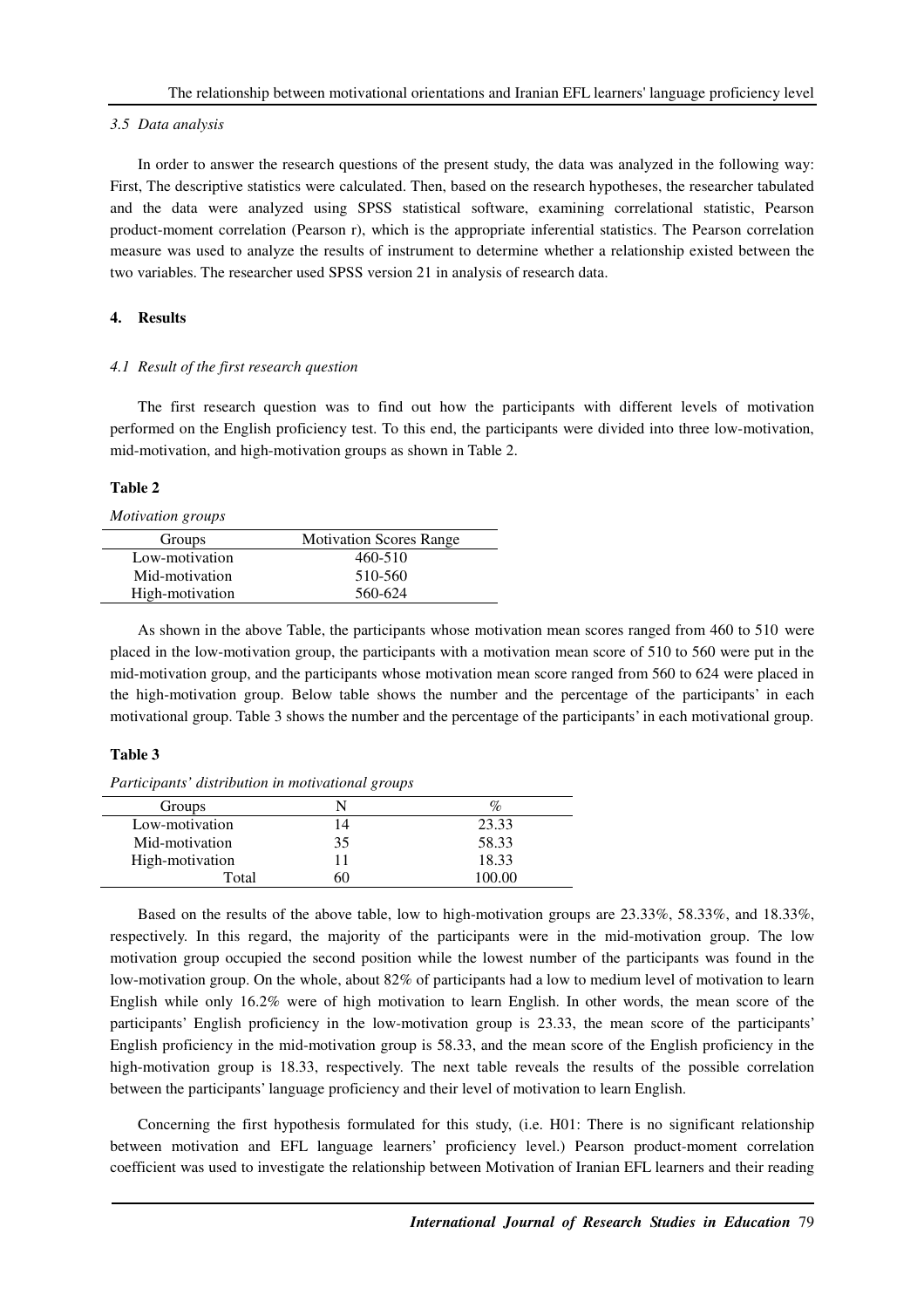### 3.5 Data analysis

In order to answer the research questions of the present study, the data was analyzed in the following way: First, The descriptive statistics were calculated. Then, based on the research hypotheses, the researcher tabulated and the data were analyzed using SPSS statistical software, examining correlational statistic, Pearson product-moment correlation (Pearson r), which is the appropriate inferential statistics. The Pearson correlation measure was used to analyze the results of instrument to determine whether a relationship existed between the two variables. The researcher used SPSS version 21 in analysis of research data.

## 4. Results

### 4.1 Result of the first research question

The first research question was to find out how the participants with different levels of motivation performed on the English proficiency test. To this end, the participants were divided into three low-motivation, mid-motivation, and high-motivation groups as shown in Table 2.

**Table 2**

*Motivation groups*

| Groups | Motivation Scores Range |
|---|---|
| Low-motivation | 460-510 |
| Mid-motivation | 510-560 |
| High-motivation | 560-624 |

As shown in the above Table, the participants whose motivation mean scores ranged from 460 to 510 were placed in the low-motivation group, the participants with a motivation mean score of 510 to 560 were put in the mid-motivation group, and the participants whose motivation mean score ranged from 560 to 624 were placed in the high-motivation group. Below table shows the number and the percentage of the participants' in each motivational group. Table 3 shows the number and the percentage of the participants' in each motivational group.

**Table 3**

*Participants' distribution in motivational groups*

| Groups | N | % |
|---|---|---|
| Low-motivation | 14 | 23.33 |
| Mid-motivation | 35 | 58.33 |
| High-motivation | 11 | 18.33 |
| Total | 60 | 100.00 |

Based on the results of the above table, low to high-motivation groups are 23.33%, 58.33%, and 18.33%, respectively. In this regard, the majority of the participants were in the mid-motivation group. The low motivation group occupied the second position while the lowest number of the participants was found in the low-motivation group. On the whole, about 82% of participants had a low to medium level of motivation to learn English while only 16.2% were of high motivation to learn English. In other words, the mean score of the participants' English proficiency in the low-motivation group is 23.33, the mean score of the participants' English proficiency in the mid-motivation group is 58.33, and the mean score of the English proficiency in the high-motivation group is 18.33, respectively. The next table reveals the results of the possible correlation between the participants' language proficiency and their level of motivation to learn English.

Concerning the first hypothesis formulated for this study, (i.e. H01: There is no significant relationship between motivation and EFL language learners' proficiency level.) Pearson product-moment correlation coefficient was used to investigate the relationship between Motivation of Iranian EFL learners and their reading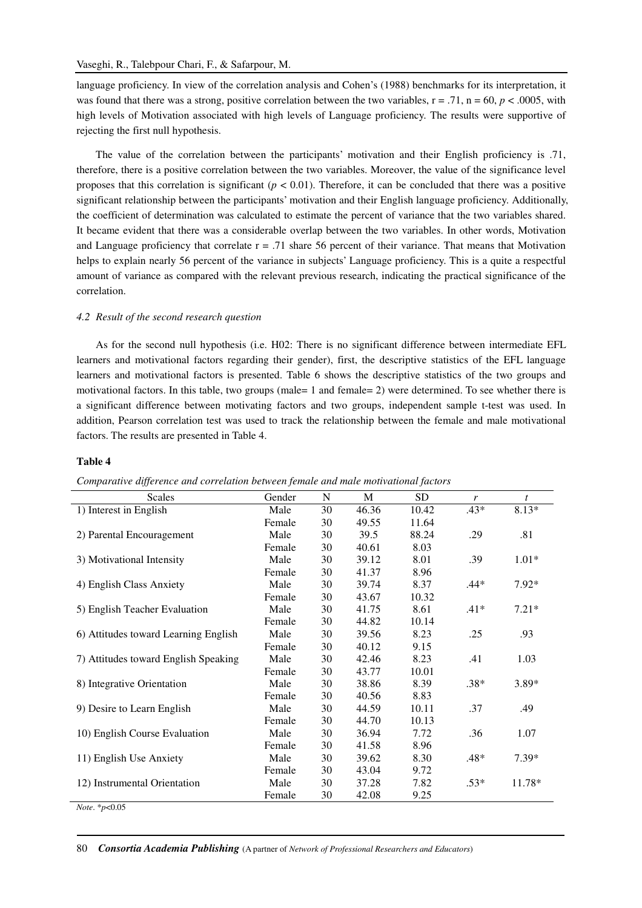language proficiency. In view of the correlation analysis and Cohen's (1988) benchmarks for its interpretation, it was found that there was a strong, positive correlation between the two variables, $r = .71$, $n = 60$, $p < .0005$, with high levels of Motivation associated with high levels of Language proficiency. The results were supportive of rejecting the first null hypothesis.

The value of the correlation between the participants' motivation and their English proficiency is .71, therefore, there is a positive correlation between the two variables. Moreover, the value of the significance level proposes that this correlation is significant ($p < 0.01$). Therefore, it can be concluded that there was a positive significant relationship between the participants' motivation and their English language proficiency. Additionally, the coefficient of determination was calculated to estimate the percent of variance that the two variables shared. It became evident that there was a considerable overlap between the two variables. In other words, Motivation and Language proficiency that correlate $r = .71$ share 56 percent of their variance. That means that Motivation helps to explain nearly 56 percent of the variance in subjects' Language proficiency. This is a quite a respectful amount of variance as compared with the relevant previous research, indicating the practical significance of the correlation.

### *4.2 Result of the second research question*

As for the second null hypothesis (i.e. H02: There is no significant difference between intermediate EFL learners and motivational factors regarding their gender), first, the descriptive statistics of the EFL language learners and motivational factors is presented. Table 6 shows the descriptive statistics of the two groups and motivational factors. In this table, two groups (male= 1 and female= 2) were determined. To see whether there is a significant difference between motivating factors and two groups, independent sample t-test was used. In addition, Pearson correlation test was used to track the relationship between the female and male motivational factors. The results are presented in Table 4.

**Table 4**

*Comparative difference and correlation between female and male motivational factors*

| Scales | Gender | N | M | SD | *r* | *t* |
|---|---|---|---|---|---|---|
| 1) Interest in English | Male | 30 | 46.36 | 10.42 | .43* | 8.13* |
| | Female | 30 | 49.55 | 11.64 | | |
| 2) Parental Encouragement | Male | 30 | 39.5 | 88.24 | .29 | .81 |
| | Female | 30 | 40.61 | 8.03 | | |
| 3) Motivational Intensity | Male | 30 | 39.12 | 8.01 | .39 | 1.01* |
| | Female | 30 | 41.37 | 8.96 | | |
| 4) English Class Anxiety | Male | 30 | 39.74 | 8.37 | .44* | 7.92* |
| | Female | 30 | 43.67 | 10.32 | | |
| 5) English Teacher Evaluation | Male | 30 | 41.75 | 8.61 | .41* | 7.21* |
| | Female | 30 | 44.82 | 10.14 | | |
| 6) Attitudes toward Learning English | Male | 30 | 39.56 | 8.23 | .25 | .93 |
| | Female | 30 | 40.12 | 9.15 | | |
| 7) Attitudes toward English Speaking | Male | 30 | 42.46 | 8.23 | .41 | 1.03 |
| | Female | 30 | 43.77 | 10.01 | | |
| 8) Integrative Orientation | Male | 30 | 38.86 | 8.39 | .38* | 3.89* |
| | Female | 30 | 40.56 | 8.83 | | |
| 9) Desire to Learn English | Male | 30 | 44.59 | 10.11 | .37 | .49 |
| | Female | 30 | 44.70 | 10.13 | | |
| 10) English Course Evaluation | Male | 30 | 36.94 | 7.72 | .36 | 1.07 |
| | Female | 30 | 41.58 | 8.96 | | |
| 11) English Use Anxiety | Male | 30 | 39.62 | 8.30 | .48* | 7.39* |
| | Female | 30 | 43.04 | 9.72 | | |
| 12) Instrumental Orientation | Male | 30 | 37.28 | 7.82 | .53* | 11.78* |
| | Female | 30 | 42.08 | 9.25 | | |

*Note*. *$p$<0.05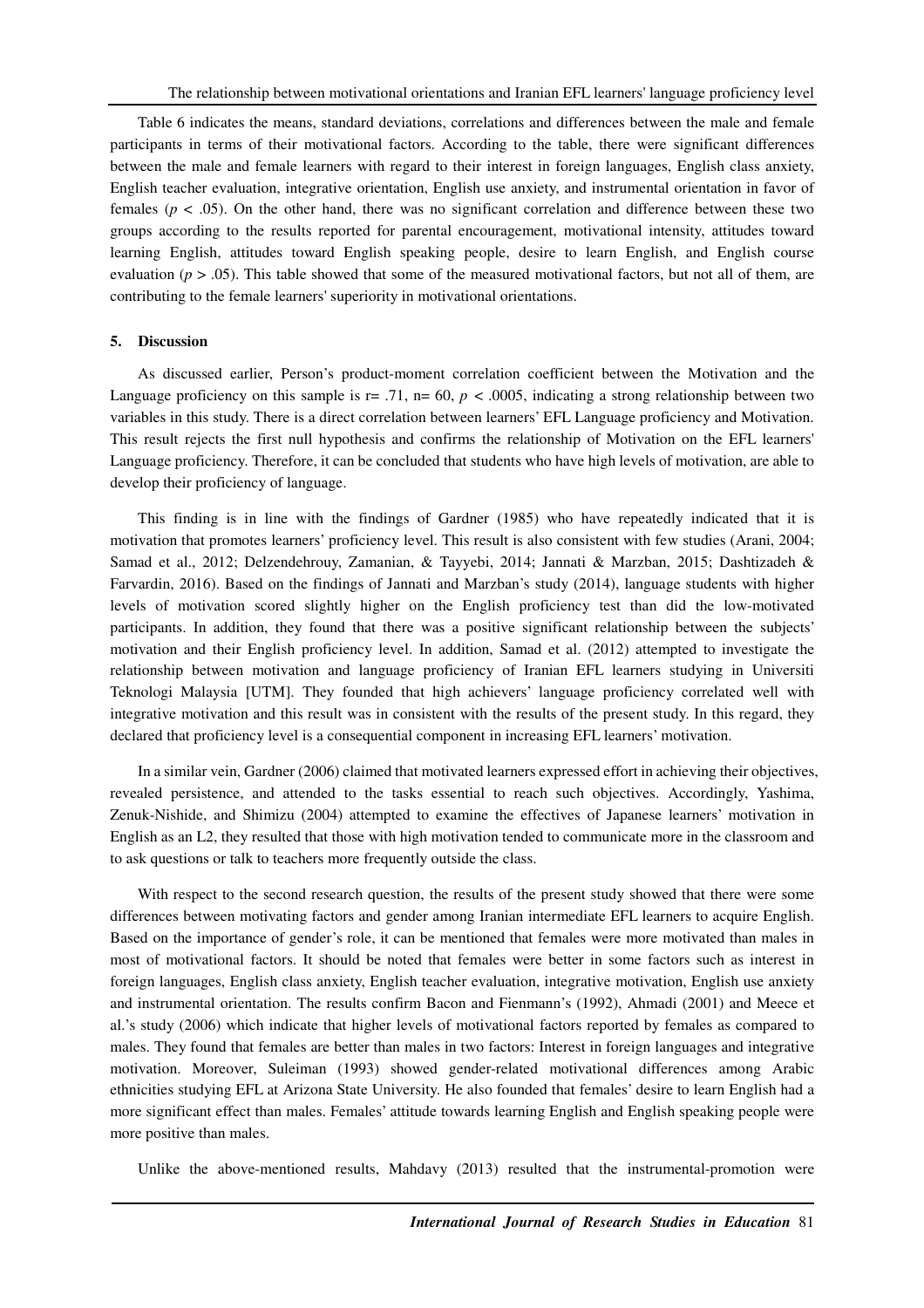Table 6 indicates the means, standard deviations, correlations and differences between the male and female participants in terms of their motivational factors. According to the table, there were significant differences between the male and female learners with regard to their interest in foreign languages, English class anxiety, English teacher evaluation, integrative orientation, English use anxiety, and instrumental orientation in favor of females ($p < .05$). On the other hand, there was no significant correlation and difference between these two groups according to the results reported for parental encouragement, motivational intensity, attitudes toward learning English, attitudes toward English speaking people, desire to learn English, and English course evaluation ($p > .05$). This table showed that some of the measured motivational factors, but not all of them, are contributing to the female learners' superiority in motivational orientations.

## 5. Discussion

As discussed earlier, Person's product-moment correlation coefficient between the Motivation and the Language proficiency on this sample is r= .71, n= 60, $p < .0005$, indicating a strong relationship between two variables in this study. There is a direct correlation between learners' EFL Language proficiency and Motivation. This result rejects the first null hypothesis and confirms the relationship of Motivation on the EFL learners' Language proficiency. Therefore, it can be concluded that students who have high levels of motivation, are able to develop their proficiency of language.

This finding is in line with the findings of Gardner (1985) who have repeatedly indicated that it is motivation that promotes learners' proficiency level. This result is also consistent with few studies (Arani, 2004; Samad et al., 2012; Delzendehrouy, Zamanian, & Tayyebi, 2014; Jannati & Marzban, 2015; Dashtizadeh & Farvardin, 2016). Based on the findings of Jannati and Marzban's study (2014), language students with higher levels of motivation scored slightly higher on the English proficiency test than did the low-motivated participants. In addition, they found that there was a positive significant relationship between the subjects' motivation and their English proficiency level. In addition, Samad et al. (2012) attempted to investigate the relationship between motivation and language proficiency of Iranian EFL learners studying in Universiti Teknologi Malaysia [UTM]. They founded that high achievers' language proficiency correlated well with integrative motivation and this result was in consistent with the results of the present study. In this regard, they declared that proficiency level is a consequential component in increasing EFL learners' motivation.

In a similar vein, Gardner (2006) claimed that motivated learners expressed effort in achieving their objectives, revealed persistence, and attended to the tasks essential to reach such objectives. Accordingly, Yashima, Zenuk-Nishide, and Shimizu (2004) attempted to examine the effectives of Japanese learners' motivation in English as an L2, they resulted that those with high motivation tended to communicate more in the classroom and to ask questions or talk to teachers more frequently outside the class.

With respect to the second research question, the results of the present study showed that there were some differences between motivating factors and gender among Iranian intermediate EFL learners to acquire English. Based on the importance of gender's role, it can be mentioned that females were more motivated than males in most of motivational factors. It should be noted that females were better in some factors such as interest in foreign languages, English class anxiety, English teacher evaluation, integrative motivation, English use anxiety and instrumental orientation. The results confirm Bacon and Fienmann's (1992), Ahmadi (2001) and Meece et al.'s study (2006) which indicate that higher levels of motivational factors reported by females as compared to males. They found that females are better than males in two factors: Interest in foreign languages and integrative motivation. Moreover, Suleiman (1993) showed gender-related motivational differences among Arabic ethnicities studying EFL at Arizona State University. He also founded that females' desire to learn English had a more significant effect than males. Females' attitude towards learning English and English speaking people were more positive than males.

Unlike the above-mentioned results, Mahdavy (2013) resulted that the instrumental-promotion were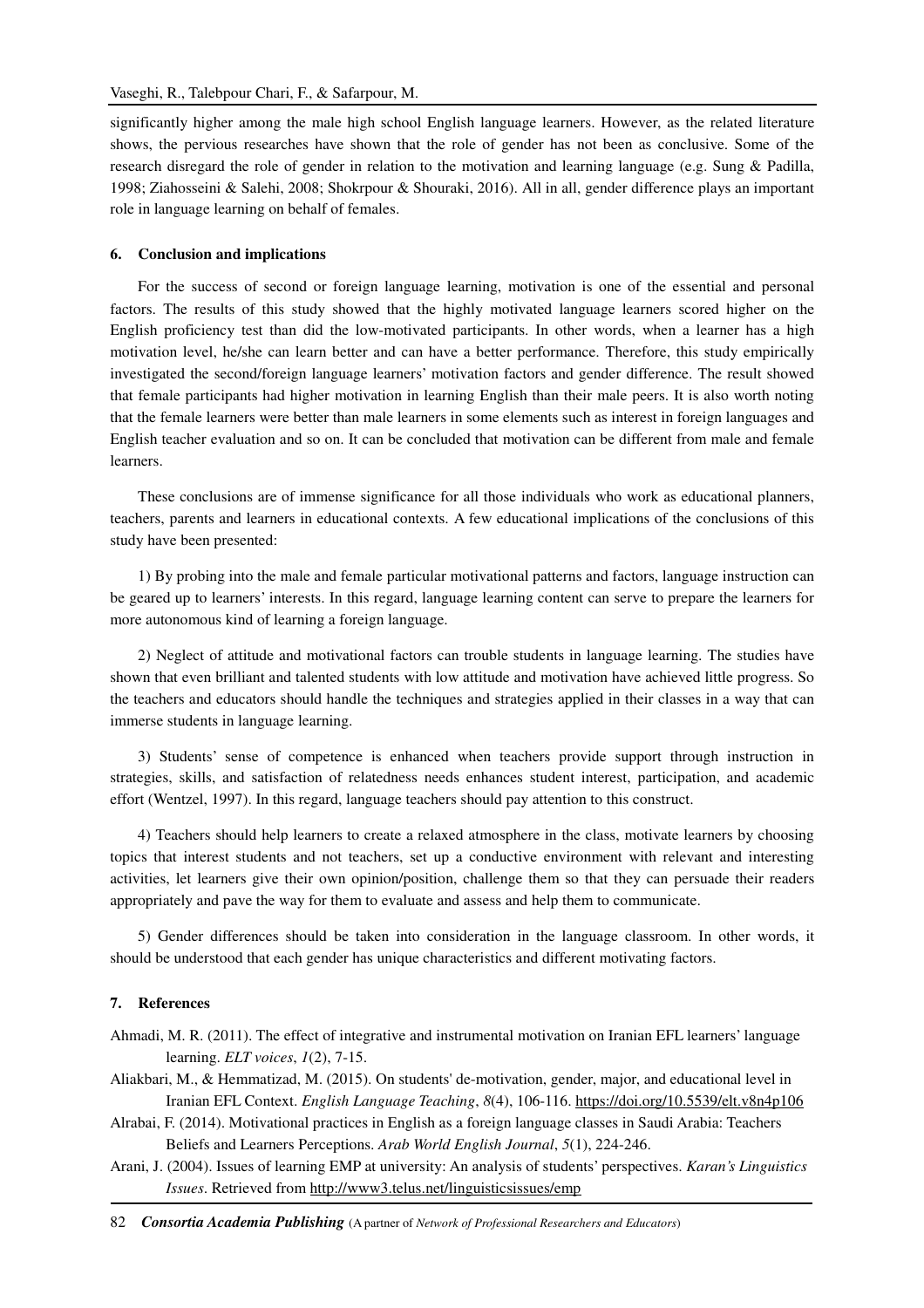significantly higher among the male high school English language learners. However, as the related literature shows, the pervious researches have shown that the role of gender has not been as conclusive. Some of the research disregard the role of gender in relation to the motivation and learning language (e.g. Sung & Padilla, 1998; Ziahosseini & Salehi, 2008; Shokrpour & Shouraki, 2016). All in all, gender difference plays an important role in language learning on behalf of females.

## 6. Conclusion and implications

For the success of second or foreign language learning, motivation is one of the essential and personal factors. The results of this study showed that the highly motivated language learners scored higher on the English proficiency test than did the low-motivated participants. In other words, when a learner has a high motivation level, he/she can learn better and can have a better performance. Therefore, this study empirically investigated the second/foreign language learners' motivation factors and gender difference. The result showed that female participants had higher motivation in learning English than their male peers. It is also worth noting that the female learners were better than male learners in some elements such as interest in foreign languages and English teacher evaluation and so on. It can be concluded that motivation can be different from male and female learners.

These conclusions are of immense significance for all those individuals who work as educational planners, teachers, parents and learners in educational contexts. A few educational implications of the conclusions of this study have been presented:

1) By probing into the male and female particular motivational patterns and factors, language instruction can be geared up to learners' interests. In this regard, language learning content can serve to prepare the learners for more autonomous kind of learning a foreign language.

2) Neglect of attitude and motivational factors can trouble students in language learning. The studies have shown that even brilliant and talented students with low attitude and motivation have achieved little progress. So the teachers and educators should handle the techniques and strategies applied in their classes in a way that can immerse students in language learning.

3) Students' sense of competence is enhanced when teachers provide support through instruction in strategies, skills, and satisfaction of relatedness needs enhances student interest, participation, and academic effort (Wentzel, 1997). In this regard, language teachers should pay attention to this construct.

4) Teachers should help learners to create a relaxed atmosphere in the class, motivate learners by choosing topics that interest students and not teachers, set up a conductive environment with relevant and interesting activities, let learners give their own opinion/position, challenge them so that they can persuade their readers appropriately and pave the way for them to evaluate and assess and help them to communicate.

5) Gender differences should be taken into consideration in the language classroom. In other words, it should be understood that each gender has unique characteristics and different motivating factors.

## 7. References

Ahmadi, M. R. (2011). The effect of integrative and instrumental motivation on Iranian EFL learners' language learning. *ELT voices*, *1*(2), 7-15.

Aliakbari, M., & Hemmatizad, M. (2015). On students' de-motivation, gender, major, and educational level in Iranian EFL Context. *English Language Teaching*, *8*(4), 106-116. https://doi.org/10.5539/elt.v8n4p106

Alrabai, F. (2014). Motivational practices in English as a foreign language classes in Saudi Arabia: Teachers Beliefs and Learners Perceptions. *Arab World English Journal*, *5*(1), 224-246.

Arani, J. (2004). Issues of learning EMP at university: An analysis of students' perspectives. *Karan's Linguistics Issues*. Retrieved from http://www3.telus.net/linguisticsissues/emp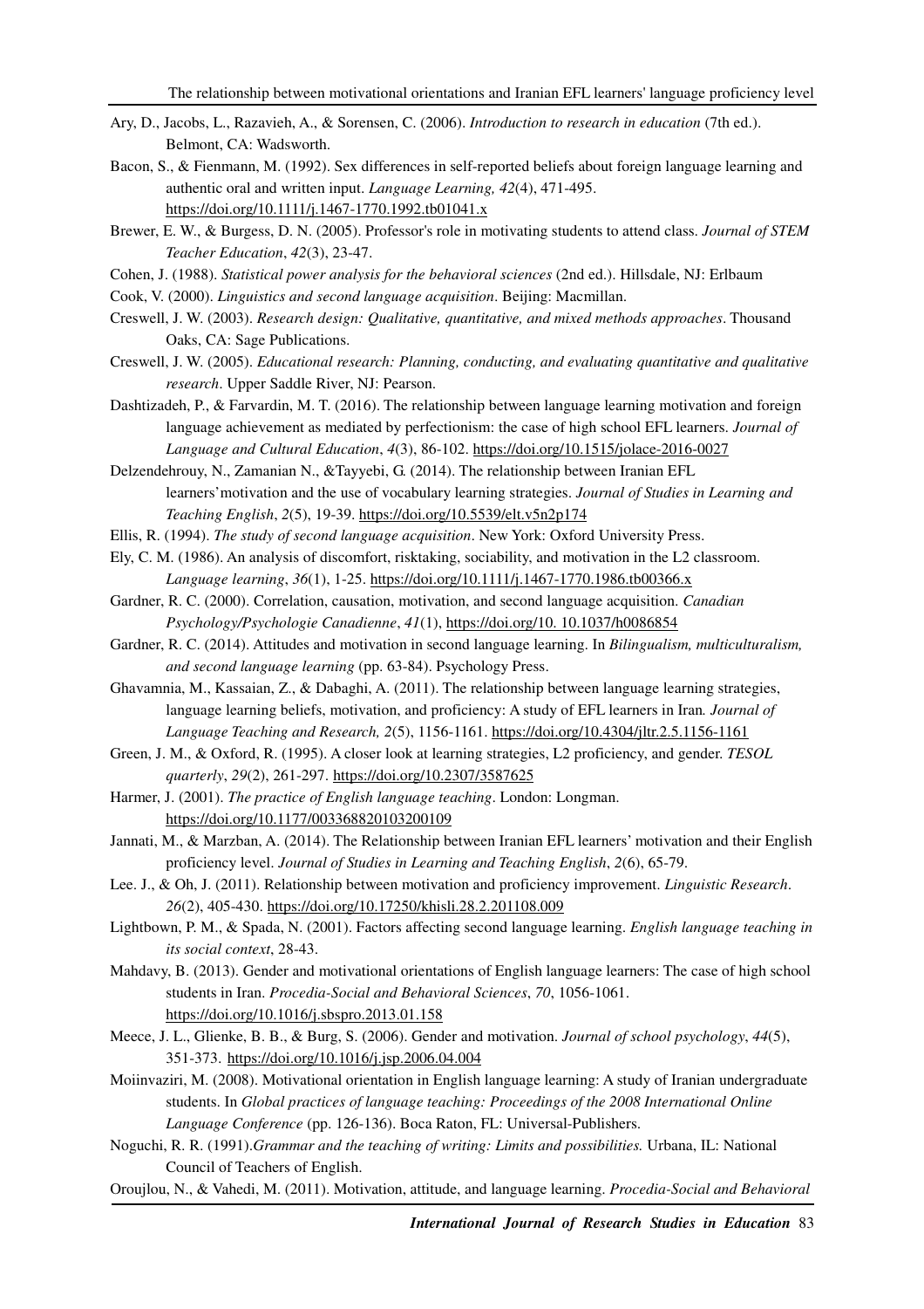Ary, D., Jacobs, L., Razavieh, A., & Sorensen, C. (2006). *Introduction to research in education* (7th ed.). Belmont, CA: Wadsworth.

Bacon, S., & Fienmann, M. (1992). Sex differences in self-reported beliefs about foreign language learning and authentic oral and written input. *Language Learning, 42*(4), 471-495. https://doi.org/10.1111/j.1467-1770.1992.tb01041.x

Brewer, E. W., & Burgess, D. N. (2005). Professor's role in motivating students to attend class. *Journal of STEM Teacher Education*, *42*(3), 23-47.

Cohen, J. (1988). *Statistical power analysis for the behavioral sciences* (2nd ed.). Hillsdale, NJ: Erlbaum

Cook, V. (2000). *Linguistics and second language acquisition*. Beijing: Macmillan.

Creswell, J. W. (2003). *Research design: Qualitative, quantitative, and mixed methods approaches*. Thousand Oaks, CA: Sage Publications.

Creswell, J. W. (2005). *Educational research: Planning, conducting, and evaluating quantitative and qualitative research*. Upper Saddle River, NJ: Pearson.

Dashtizadeh, P., & Farvardin, M. T. (2016). The relationship between language learning motivation and foreign language achievement as mediated by perfectionism: the case of high school EFL learners. *Journal of Language and Cultural Education*, *4*(3), 86-102. https://doi.org/10.1515/jolace-2016-0027

Delzendehrouy, N., Zamanian N., &Tayyebi, G. (2014). The relationship between Iranian EFL learners'motivation and the use of vocabulary learning strategies. *Journal of Studies in Learning and Teaching English*, *2*(5), 19-39. https://doi.org/10.5539/elt.v5n2p174

Ellis, R. (1994). *The study of second language acquisition*. New York: Oxford University Press.

Ely, C. M. (1986). An analysis of discomfort, risktaking, sociability, and motivation in the L2 classroom. *Language learning*, *36*(1), 1-25. https://doi.org/10.1111/j.1467-1770.1986.tb00366.x

Gardner, R. C. (2000). Correlation, causation, motivation, and second language acquisition. *Canadian Psychology/Psychologie Canadienne*, *41*(1), https://doi.org/10. 10.1037/h0086854

Gardner, R. C. (2014). Attitudes and motivation in second language learning. In *Bilingualism, multiculturalism, and second language learning* (pp. 63-84). Psychology Press.

Ghavamnia, M., Kassaian, Z., & Dabaghi, A. (2011). The relationship between language learning strategies, language learning beliefs, motivation, and proficiency: A study of EFL learners in Iran*. Journal of Language Teaching and Research, 2*(5), 1156-1161. https://doi.org/10.4304/jltr.2.5.1156-1161

Green, J. M., & Oxford, R. (1995). A closer look at learning strategies, L2 proficiency, and gender. *TESOL quarterly*, *29*(2), 261-297. https://doi.org/10.2307/3587625

Harmer, J. (2001). *The practice of English language teaching*. London: Longman. https://doi.org/10.1177/003368820103200109

Jannati, M., & Marzban, A. (2014). The Relationship between Iranian EFL learners' motivation and their English proficiency level. *Journal of Studies in Learning and Teaching English*, *2*(6), 65-79.

Lee. J., & Oh, J. (2011). Relationship between motivation and proficiency improvement. *Linguistic Research*. *26*(2), 405-430. https://doi.org/10.17250/khisli.28.2.201108.009

Lightbown, P. M., & Spada, N. (2001). Factors affecting second language learning. *English language teaching in its social context*, 28-43.

Mahdavy, B. (2013). Gender and motivational orientations of English language learners: The case of high school students in Iran. *Procedia-Social and Behavioral Sciences*, *70*, 1056-1061. https://doi.org/10.1016/j.sbspro.2013.01.158

Meece, J. L., Glienke, B. B., & Burg, S. (2006). Gender and motivation. *Journal of school psychology*, *44*(5), 351-373. https://doi.org/10.1016/j.jsp.2006.04.004

Moiinvaziri, M. (2008). Motivational orientation in English language learning: A study of Iranian undergraduate students. In *Global practices of language teaching: Proceedings of the 2008 International Online Language Conference* (pp. 126-136). Boca Raton, FL: Universal-Publishers.

Noguchi, R. R. (1991).*Grammar and the teaching of writing: Limits and possibilities.* Urbana, IL: National Council of Teachers of English.

Oroujlou, N., & Vahedi, M. (2011). Motivation, attitude, and language learning. *Procedia-Social and Behavioral*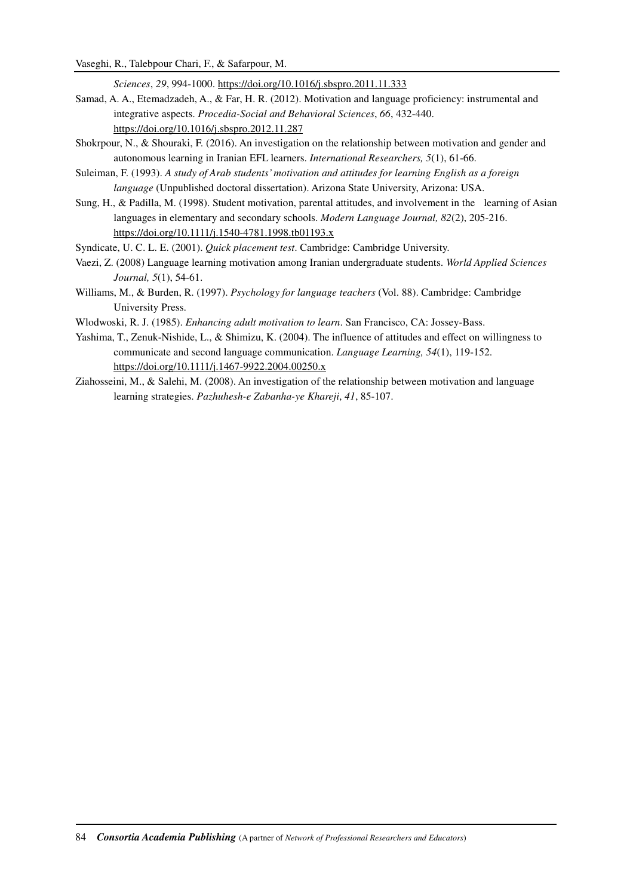*Sciences*, *29*, 994-1000. https://doi.org/10.1016/j.sbspro.2011.11.333

Samad, A. A., Etemadzadeh, A., & Far, H. R. (2012). Motivation and language proficiency: instrumental and integrative aspects. *Procedia-Social and Behavioral Sciences*, *66*, 432-440. https://doi.org/10.1016/j.sbspro.2012.11.287

Shokrpour, N., & Shouraki, F. (2016). An investigation on the relationship between motivation and gender and autonomous learning in Iranian EFL learners. *International Researchers, 5*(1), 61-66.

Suleiman, F. (1993). *A study of Arab students' motivation and attitudes for learning English as a foreign language* (Unpublished doctoral dissertation). Arizona State University, Arizona: USA.

Sung, H., & Padilla, M. (1998). Student motivation, parental attitudes, and involvement in the learning of Asian languages in elementary and secondary schools. *Modern Language Journal, 82*(2), 205-216. https://doi.org/10.1111/j.1540-4781.1998.tb01193.x

Syndicate, U. C. L. E. (2001). *Quick placement test*. Cambridge: Cambridge University.

Vaezi, Z. (2008) Language learning motivation among Iranian undergraduate students. *World Applied Sciences Journal, 5*(1), 54-61.

Williams, M., & Burden, R. (1997). *Psychology for language teachers* (Vol. 88). Cambridge: Cambridge University Press.

Wlodwoski, R. J. (1985). *Enhancing adult motivation to learn*. San Francisco, CA: Jossey-Bass.

Yashima, T., Zenuk-Nishide, L., & Shimizu, K. (2004). The influence of attitudes and effect on willingness to communicate and second language communication. *Language Learning, 54*(1), 119-152. https://doi.org/10.1111/j.1467-9922.2004.00250.x

Ziahosseini, M., & Salehi, M. (2008). An investigation of the relationship between motivation and language learning strategies. *Pazhuhesh-e Zabanha-ye Khareji*, *41*, 85-107.